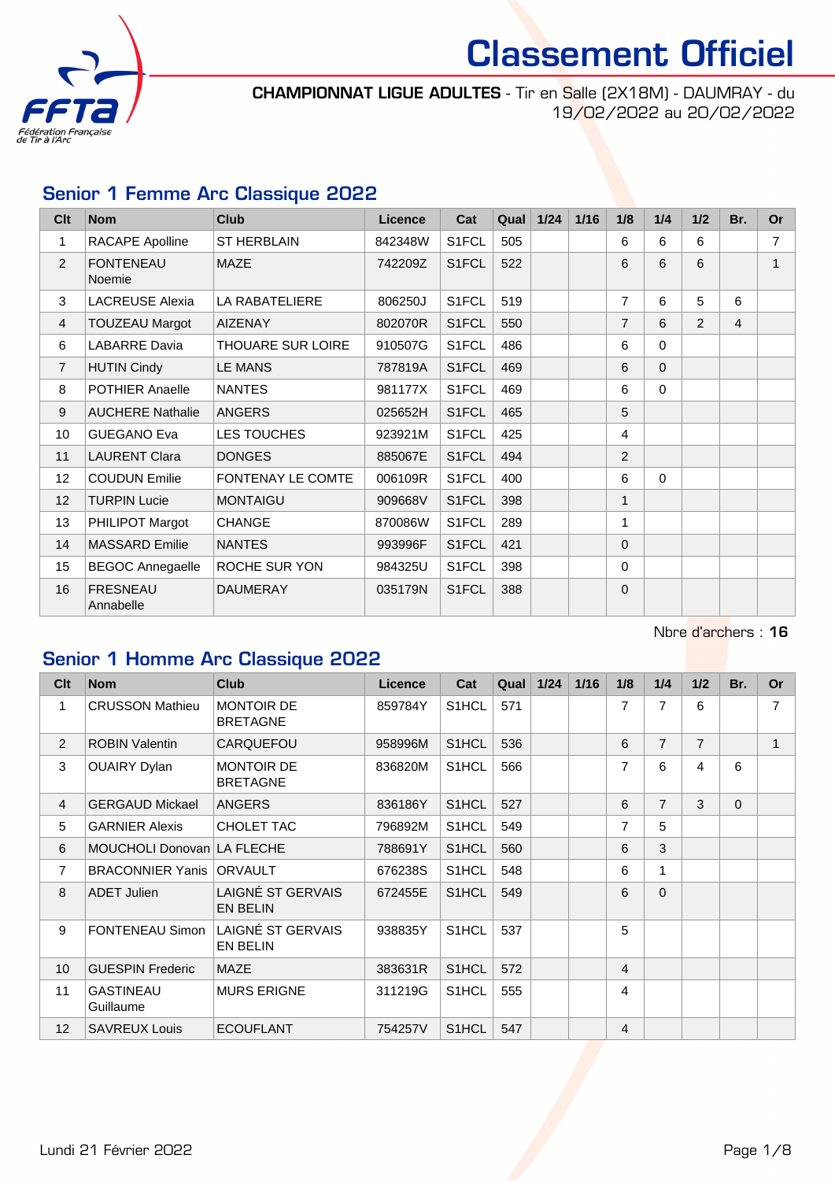# Classement Officiel

**CHAMPIONNAT LIGUE ADULTES** - Tir en Salle (2X18M) - DAUMRAY - du 19/02/2022 au 20/02/2022

## Senior 1 Femme Arc Classique 2022

| Clt | Nom | Club | Licence | Cat | Qual | 1/24 | 1/16 | 1/8 | 1/4 | 1/2 | Br. | Or |
|---|---|---|---|---|---|---|---|---|---|---|---|---|
| 1 | RACAPE Apolline | ST HERBLAIN | 842348W | S1FCL | 505 | | | 6 | 6 | 6 | | 7 |
| 2 | FONTENEAU Noemie | MAZE | 742209Z | S1FCL | 522 | | | 6 | 6 | 6 | | 1 |
| 3 | LACREUSE Alexia | LA RABATELIERE | 806250J | S1FCL | 519 | | | 7 | 6 | 5 | 6 | |
| 4 | TOUZEAU Margot | AIZENAY | 802070R | S1FCL | 550 | | | 7 | 6 | 2 | 4 | |
| 6 | LABARRE Davia | THOUARE SUR LOIRE | 910507G | S1FCL | 486 | | | 6 | 0 | | | |
| 7 | HUTIN Cindy | LE MANS | 787819A | S1FCL | 469 | | | 6 | 0 | | | |
| 8 | POTHIER Anaelle | NANTES | 981177X | S1FCL | 469 | | | 6 | 0 | | | |
| 9 | AUCHERE Nathalie | ANGERS | 025652H | S1FCL | 465 | | | 5 | | | | |
| 10 | GUEGANO Eva | LES TOUCHES | 923921M | S1FCL | 425 | | | 4 | | | | |
| 11 | LAURENT Clara | DONGES | 885067E | S1FCL | 494 | | | 2 | | | | |
| 12 | COUDUN Emilie | FONTENAY LE COMTE | 006109R | S1FCL | 400 | | | 6 | 0 | | | |
| 12 | TURPIN Lucie | MONTAIGU | 909668V | S1FCL | 398 | | | 1 | | | | |
| 13 | PHILIPOT Margot | CHANGE | 870086W | S1FCL | 289 | | | 1 | | | | |
| 14 | MASSARD Emilie | NANTES | 993996F | S1FCL | 421 | | | 0 | | | | |
| 15 | BEGOC Annegaelle | ROCHE SUR YON | 984325U | S1FCL | 398 | | | 0 | | | | |
| 16 | FRESNEAU Annabelle | DAUMERAY | 035179N | S1FCL | 388 | | | 0 | | | | |

Nbre d'archers : **16**

## Senior 1 Homme Arc Classique 2022

| Clt | Nom | Club | Licence | Cat | Qual | 1/24 | 1/16 | 1/8 | 1/4 | 1/2 | Br. | Or |
|---|---|---|---|---|---|---|---|---|---|---|---|---|
| 1 | CRUSSON Mathieu | MONTOIR DE BRETAGNE | 859784Y | S1HCL | 571 | | | 7 | 7 | 6 | | 7 |
| 2 | ROBIN Valentin | CARQUEFOU | 958996M | S1HCL | 536 | | | 6 | 7 | 7 | | 1 |
| 3 | OUAIRY Dylan | MONTOIR DE BRETAGNE | 836820M | S1HCL | 566 | | | 7 | 6 | 4 | 6 | |
| 4 | GERGAUD Mickael | ANGERS | 836186Y | S1HCL | 527 | | | 6 | 7 | 3 | 0 | |
| 5 | GARNIER Alexis | CHOLET TAC | 796892M | S1HCL | 549 | | | 7 | 5 | | | |
| 6 | MOUCHOLI Donovan | LA FLECHE | 788691Y | S1HCL | 560 | | | 6 | 3 | | | |
| 7 | BRACONNIER Yanis | ORVAULT | 676238S | S1HCL | 548 | | | 6 | 1 | | | |
| 8 | ADET Julien | LAIGNÉ ST GERVAIS EN BELIN | 672455E | S1HCL | 549 | | | 6 | 0 | | | |
| 9 | FONTENEAU Simon | LAIGNÉ ST GERVAIS EN BELIN | 938835Y | S1HCL | 537 | | | 5 | | | | |
| 10 | GUESPIN Frederic | MAZE | 383631R | S1HCL | 572 | | | 4 | | | | |
| 11 | GASTINEAU Guillaume | MURS ERIGNE | 311219G | S1HCL | 555 | | | 4 | | | | |
| 12 | SAVREUX Louis | ECOUFLANT | 754257V | S1HCL | 547 | | | 4 | | | | |

Lundi 21 Février 2022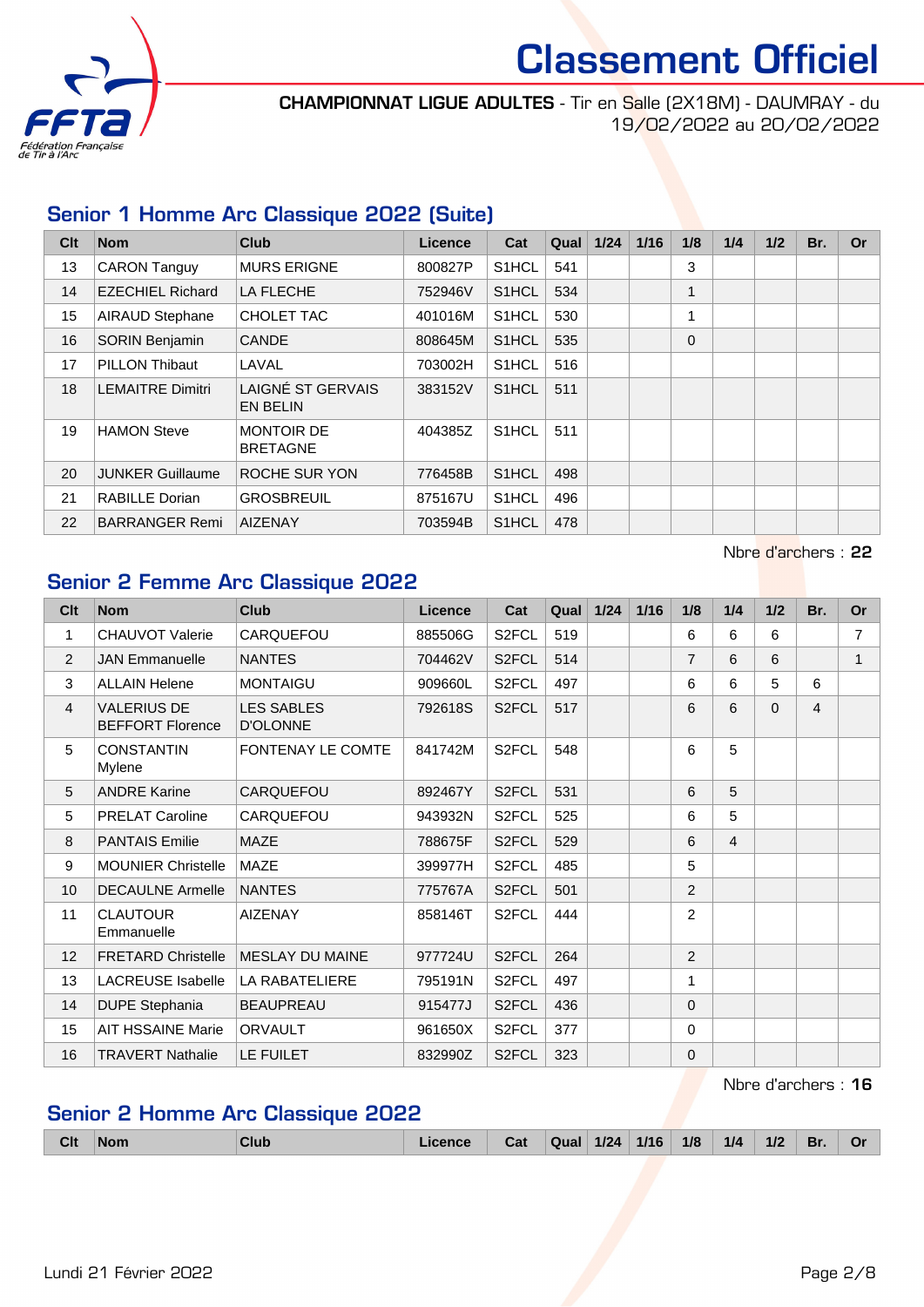# Classement Officiel

**CHAMPIONNAT LIGUE ADULTES** - Tir en Salle (2X18M) - DAUMRAY - du 19/02/2022 au 20/02/2022

## Senior 1 Homme Arc Classique 2022 (Suite)

| Clt | Nom | Club | Licence | Cat | Qual | 1/24 | 1/16 | 1/8 | 1/4 | 1/2 | Br. | Or |
|---|---|---|---|---|---|---|---|---|---|---|---|---|
| 13 | CARON Tanguy | MURS ERIGNE | 800827P | S1HCL | 541 | | | 3 | | | | |
| 14 | EZECHIEL Richard | LA FLECHE | 752946V | S1HCL | 534 | | | 1 | | | | |
| 15 | AIRAUD Stephane | CHOLET TAC | 401016M | S1HCL | 530 | | | 1 | | | | |
| 16 | SORIN Benjamin | CANDE | 808645M | S1HCL | 535 | | | 0 | | | | |
| 17 | PILLON Thibaut | LAVAL | 703002H | S1HCL | 516 | | | | | | | |
| 18 | LEMAITRE Dimitri | LAIGNÉ ST GERVAIS EN BELIN | 383152V | S1HCL | 511 | | | | | | | |
| 19 | HAMON Steve | MONTOIR DE BRETAGNE | 404385Z | S1HCL | 511 | | | | | | | |
| 20 | JUNKER Guillaume | ROCHE SUR YON | 776458B | S1HCL | 498 | | | | | | | |
| 21 | RABILLE Dorian | GROSBREUIL | 875167U | S1HCL | 496 | | | | | | | |
| 22 | BARRANGER Remi | AIZENAY | 703594B | S1HCL | 478 | | | | | | | |

Nbre d'archers : **22**

## Senior 2 Femme Arc Classique 2022

| Clt | Nom | Club | Licence | Cat | Qual | 1/24 | 1/16 | 1/8 | 1/4 | 1/2 | Br. | Or |
|---|---|---|---|---|---|---|---|---|---|---|---|---|
| 1 | CHAUVOT Valerie | CARQUEFOU | 885506G | S2FCL | 519 | | | 6 | 6 | 6 | | 7 |
| 2 | JAN Emmanuelle | NANTES | 704462V | S2FCL | 514 | | | 7 | 6 | 6 | | 1 |
| 3 | ALLAIN Helene | MONTAIGU | 909660L | S2FCL | 497 | | | 6 | 6 | 5 | 6 | |
| 4 | VALERIUS DE BEFFORT Florence | LES SABLES D'OLONNE | 792618S | S2FCL | 517 | | | 6 | 6 | 0 | 4 | |
| 5 | CONSTANTIN Mylene | FONTENAY LE COMTE | 841742M | S2FCL | 548 | | | 6 | 5 | | | |
| 5 | ANDRE Karine | CARQUEFOU | 892467Y | S2FCL | 531 | | | 6 | 5 | | | |
| 5 | PRELAT Caroline | CARQUEFOU | 943932N | S2FCL | 525 | | | 6 | 5 | | | |
| 8 | PANTAIS Emilie | MAZE | 788675F | S2FCL | 529 | | | 6 | 4 | | | |
| 9 | MOUNIER Christelle | MAZE | 399977H | S2FCL | 485 | | | 5 | | | | |
| 10 | DECAULNE Armelle | NANTES | 775767A | S2FCL | 501 | | | 2 | | | | |
| 11 | CLAUTOUR Emmanuelle | AIZENAY | 858146T | S2FCL | 444 | | | 2 | | | | |
| 12 | FRETARD Christelle | MESLAY DU MAINE | 977724U | S2FCL | 264 | | | 2 | | | | |
| 13 | LACREUSE Isabelle | LA RABATELIERE | 795191N | S2FCL | 497 | | | 1 | | | | |
| 14 | DUPE Stephania | BEAUPREAU | 915477J | S2FCL | 436 | | | 0 | | | | |
| 15 | AIT HSSAINE Marie | ORVAULT | 961650X | S2FCL | 377 | | | 0 | | | | |
| 16 | TRAVERT Nathalie | LE FUILET | 832990Z | S2FCL | 323 | | | 0 | | | | |

Nbre d'archers : **16**

## Senior 2 Homme Arc Classique 2022

| Clt | Nom | Club | Licence | Cat | Qual | 1/24 | 1/16 | 1/8 | 1/4 | 1/2 | Br. | Or |
|---|---|---|---|---|---|---|---|---|---|---|---|---|

Lundi 21 Février 2022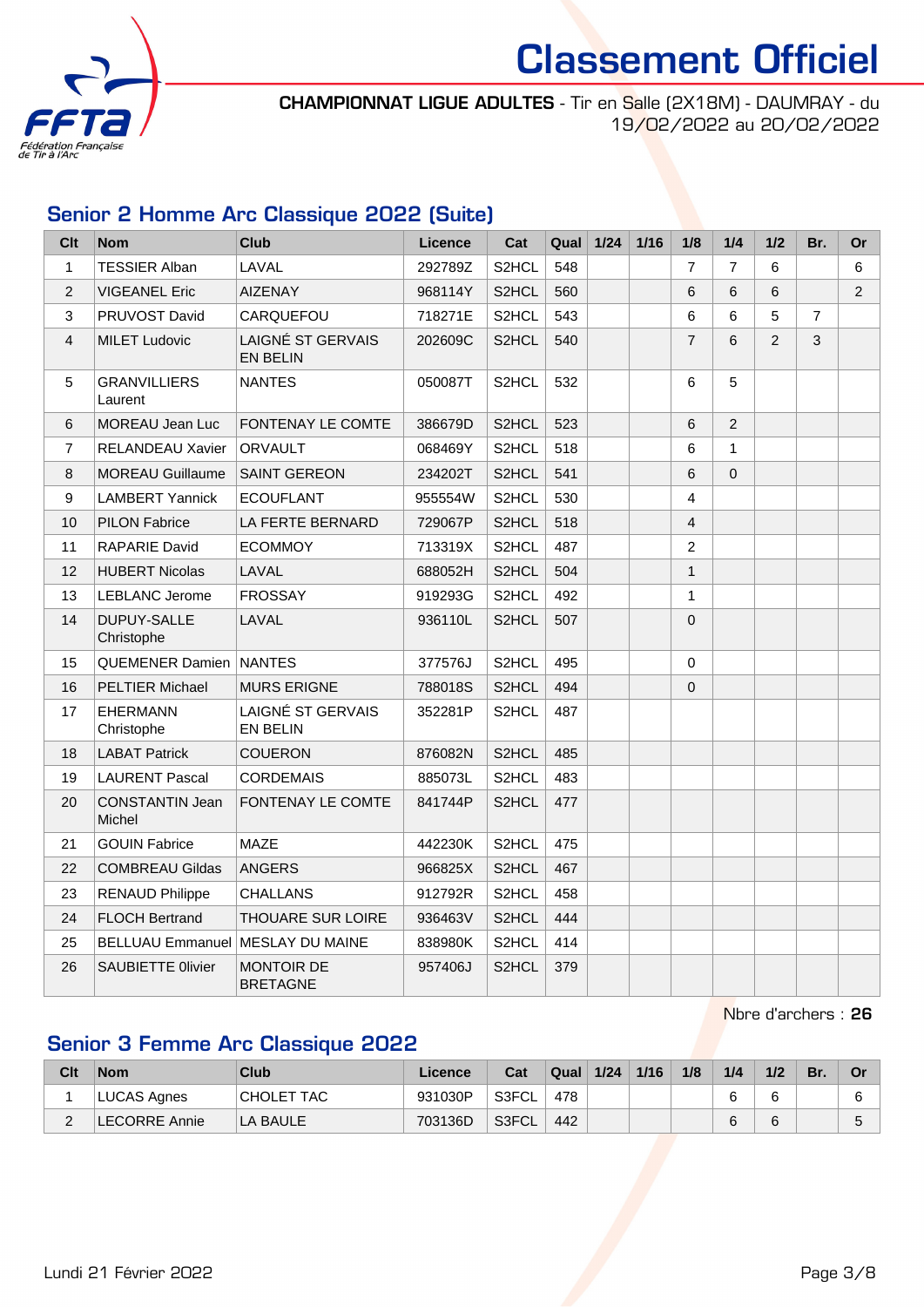# Classement Officiel

**CHAMPIONNAT LIGUE ADULTES** - Tir en Salle (2X18M) - DAUMRAY - du 19/02/2022 au 20/02/2022

## Senior 2 Homme Arc Classique 2022 (Suite)

| Clt | Nom | Club | Licence | Cat | Qual | 1/24 | 1/16 | 1/8 | 1/4 | 1/2 | Br. | Or |
|---|---|---|---|---|---|---|---|---|---|---|---|---|
| 1 | TESSIER Alban | LAVAL | 292789Z | S2HCL | 548 | | | 7 | 7 | 6 | | 6 |
| 2 | VIGEANEL Eric | AIZENAY | 968114Y | S2HCL | 560 | | | 6 | 6 | 6 | | 2 |
| 3 | PRUVOST David | CARQUEFOU | 718271E | S2HCL | 543 | | | 6 | 6 | 5 | 7 | |
| 4 | MILET Ludovic | LAIGNÉ ST GERVAIS EN BELIN | 202609C | S2HCL | 540 | | | 7 | 6 | 2 | 3 | |
| 5 | GRANVILLIERS Laurent | NANTES | 050087T | S2HCL | 532 | | | 6 | 5 | | | |
| 6 | MOREAU Jean Luc | FONTENAY LE COMTE | 386679D | S2HCL | 523 | | | 6 | 2 | | | |
| 7 | RELANDEAU Xavier | ORVAULT | 068469Y | S2HCL | 518 | | | 6 | 1 | | | |
| 8 | MOREAU Guillaume | SAINT GEREON | 234202T | S2HCL | 541 | | | 6 | 0 | | | |
| 9 | LAMBERT Yannick | ECOUFLANT | 955554W | S2HCL | 530 | | | 4 | | | | |
| 10 | PILON Fabrice | LA FERTE BERNARD | 729067P | S2HCL | 518 | | | 4 | | | | |
| 11 | RAPARIE David | ECOMMOY | 713319X | S2HCL | 487 | | | 2 | | | | |
| 12 | HUBERT Nicolas | LAVAL | 688052H | S2HCL | 504 | | | 1 | | | | |
| 13 | LEBLANC Jerome | FROSSAY | 919293G | S2HCL | 492 | | | 1 | | | | |
| 14 | DUPUY-SALLE Christophe | LAVAL | 936110L | S2HCL | 507 | | | 0 | | | | |
| 15 | QUEMENER Damien | NANTES | 377576J | S2HCL | 495 | | | 0 | | | | |
| 16 | PELTIER Michael | MURS ERIGNE | 788018S | S2HCL | 494 | | | 0 | | | | |
| 17 | EHERMANN Christophe | LAIGNÉ ST GERVAIS EN BELIN | 352281P | S2HCL | 487 | | | | | | | |
| 18 | LABAT Patrick | COUERON | 876082N | S2HCL | 485 | | | | | | | |
| 19 | LAURENT Pascal | CORDEMAIS | 885073L | S2HCL | 483 | | | | | | | |
| 20 | CONSTANTIN Jean Michel | FONTENAY LE COMTE | 841744P | S2HCL | 477 | | | | | | | |
| 21 | GOUIN Fabrice | MAZE | 442230K | S2HCL | 475 | | | | | | | |
| 22 | COMBREAU Gildas | ANGERS | 966825X | S2HCL | 467 | | | | | | | |
| 23 | RENAUD Philippe | CHALLANS | 912792R | S2HCL | 458 | | | | | | | |
| 24 | FLOCH Bertrand | THOUARE SUR LOIRE | 936463V | S2HCL | 444 | | | | | | | |
| 25 | BELLUAU Emmanuel | MESLAY DU MAINE | 838980K | S2HCL | 414 | | | | | | | |
| 26 | SAUBIETTE Olivier | MONTOIR DE BRETAGNE | 957406J | S2HCL | 379 | | | | | | | |

Nbre d'archers : **26**

## Senior 3 Femme Arc Classique 2022

| Clt | Nom | Club | Licence | Cat | Qual | 1/24 | 1/16 | 1/8 | 1/4 | 1/2 | Br. | Or |
|---|---|---|---|---|---|---|---|---|---|---|---|---|
| 1 | LUCAS Agnes | CHOLET TAC | 931030P | S3FCL | 478 | | | | 6 | 6 | | 6 |
| 2 | LECORRE Annie | LA BAULE | 703136D | S3FCL | 442 | | | | 6 | 6 | | 5 |

Lundi 21 Février 2022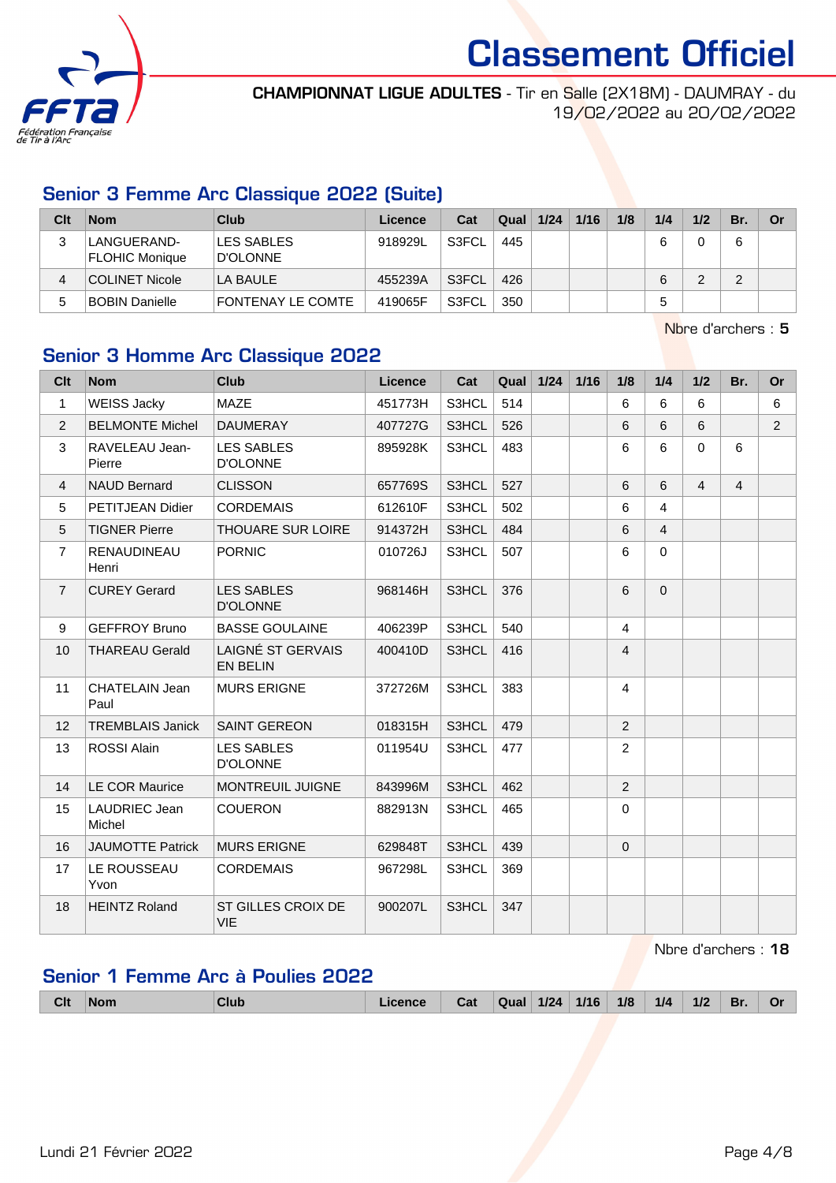# Classement Officiel

**CHAMPIONNAT LIGUE ADULTES** - Tir en Salle (2X18M) - DAUMRAY - du 19/02/2022 au 20/02/2022

## Senior 3 Femme Arc Classique 2022 (Suite)

| Clt | Nom | Club | Licence | Cat | Qual | 1/24 | 1/16 | 1/8 | 1/4 | 1/2 | Br. | Or |
|---|---|---|---|---|---|---|---|---|---|---|---|---|
| 3 | LANGUERAND-FLOHIC Monique | LES SABLES D'OLONNE | 918929L | S3FCL | 445 | | | | 6 | 0 | 6 | |
| 4 | COLINET Nicole | LA BAULE | 455239A | S3FCL | 426 | | | | 6 | 2 | 2 | |
| 5 | BOBIN Danielle | FONTENAY LE COMTE | 419065F | S3FCL | 350 | | | | 5 | | | |

Nbre d'archers : **5**

## Senior 3 Homme Arc Classique 2022

| Clt | Nom | Club | Licence | Cat | Qual | 1/24 | 1/16 | 1/8 | 1/4 | 1/2 | Br. | Or |
|---|---|---|---|---|---|---|---|---|---|---|---|---|
| 1 | WEISS Jacky | MAZE | 451773H | S3HCL | 514 | | | 6 | 6 | 6 | | 6 |
| 2 | BELMONTE Michel | DAUMERAY | 407727G | S3HCL | 526 | | | 6 | 6 | 6 | | 2 |
| 3 | RAVELEAU Jean-Pierre | LES SABLES D'OLONNE | 895928K | S3HCL | 483 | | | 6 | 6 | 0 | 6 | |
| 4 | NAUD Bernard | CLISSON | 657769S | S3HCL | 527 | | | 6 | 6 | 4 | 4 | |
| 5 | PETITJEAN Didier | CORDEMAIS | 612610F | S3HCL | 502 | | | 6 | 4 | | | |
| 5 | TIGNER Pierre | THOUARE SUR LOIRE | 914372H | S3HCL | 484 | | | 6 | 4 | | | |
| 7 | RENAUDINEAU Henri | PORNIC | 010726J | S3HCL | 507 | | | 6 | 0 | | | |
| 7 | CUREY Gerard | LES SABLES D'OLONNE | 968146H | S3HCL | 376 | | | 6 | 0 | | | |
| 9 | GEFFROY Bruno | BASSE GOULAINE | 406239P | S3HCL | 540 | | | 4 | | | | |
| 10 | THAREAU Gerald | LAIGNÉ ST GERVAIS EN BELIN | 400410D | S3HCL | 416 | | | 4 | | | | |
| 11 | CHATELAIN Jean Paul | MURS ERIGNE | 372726M | S3HCL | 383 | | | 4 | | | | |
| 12 | TREMBLAIS Janick | SAINT GEREON | 018315H | S3HCL | 479 | | | 2 | | | | |
| 13 | ROSSI Alain | LES SABLES D'OLONNE | 011954U | S3HCL | 477 | | | 2 | | | | |
| 14 | LE COR Maurice | MONTREUIL JUIGNE | 843996M | S3HCL | 462 | | | 2 | | | | |
| 15 | LAUDRIEC Jean Michel | COUERON | 882913N | S3HCL | 465 | | | 0 | | | | |
| 16 | JAUMOTTE Patrick | MURS ERIGNE | 629848T | S3HCL | 439 | | | 0 | | | | |
| 17 | LE ROUSSEAU Yvon | CORDEMAIS | 967298L | S3HCL | 369 | | | | | | | |
| 18 | HEINTZ Roland | ST GILLES CROIX DE VIE | 900207L | S3HCL | 347 | | | | | | | |

Nbre d'archers : **18**

## Senior 1 Femme Arc à Poulies 2022

| Clt | Nom | Club | Licence | Cat | Qual | 1/24 | 1/16 | 1/8 | 1/4 | 1/2 | Br. | Or |
|---|---|---|---|---|---|---|---|---|---|---|---|---|

Lundi 21 Février 2022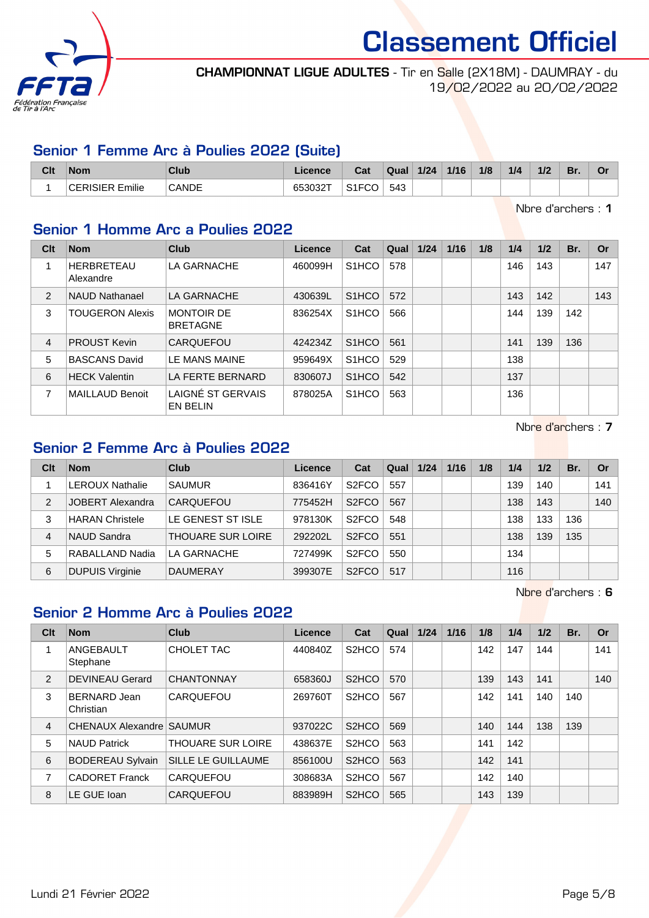# Classement Officiel

**CHAMPIONNAT LIGUE ADULTES** - Tir en Salle (2X18M) - DAUMRAY - du 19/02/2022 au 20/02/2022

## Senior 1 Femme Arc à Poulies 2022 (Suite)

| Clt | Nom | Club | Licence | Cat | Qual | 1/24 | 1/16 | 1/8 | 1/4 | 1/2 | Br. | Or |
|---|---|---|---|---|---|---|---|---|---|---|---|---|
| 1 | CERISIER Emilie | CANDE | 653032T | S1FCO | 543 | | | | | | | |

Nbre d'archers : **1**

## Senior 1 Homme Arc a Poulies 2022

| Clt | Nom | Club | Licence | Cat | Qual | 1/24 | 1/16 | 1/8 | 1/4 | 1/2 | Br. | Or |
|---|---|---|---|---|---|---|---|---|---|---|---|---|
| 1 | HERBRETEAU Alexandre | LA GARNACHE | 460099H | S1HCO | 578 | | | | 146 | 143 | | 147 |
| 2 | NAUD Nathanael | LA GARNACHE | 430639L | S1HCO | 572 | | | | 143 | 142 | | 143 |
| 3 | TOUGERON Alexis | MONTOIR DE BRETAGNE | 836254X | S1HCO | 566 | | | | 144 | 139 | 142 | |
| 4 | PROUST Kevin | CARQUEFOU | 424234Z | S1HCO | 561 | | | | 141 | 139 | 136 | |
| 5 | BASCANS David | LE MANS MAINE | 959649X | S1HCO | 529 | | | | 138 | | | |
| 6 | HECK Valentin | LA FERTE BERNARD | 830607J | S1HCO | 542 | | | | 137 | | | |
| 7 | MAILLAUD Benoit | LAIGNÉ ST GERVAIS EN BELIN | 878025A | S1HCO | 563 | | | | 136 | | | |

Nbre d'archers : **7**

## Senior 2 Femme Arc à Poulies 2022

| Clt | Nom | Club | Licence | Cat | Qual | 1/24 | 1/16 | 1/8 | 1/4 | 1/2 | Br. | Or |
|---|---|---|---|---|---|---|---|---|---|---|---|---|
| 1 | LEROUX Nathalie | SAUMUR | 836416Y | S2FCO | 557 | | | | 139 | 140 | | 141 |
| 2 | JOBERT Alexandra | CARQUEFOU | 775452H | S2FCO | 567 | | | | 138 | 143 | | 140 |
| 3 | HARAN Christele | LE GENEST ST ISLE | 978130K | S2FCO | 548 | | | | 138 | 133 | 136 | |
| 4 | NAUD Sandra | THOUARE SUR LOIRE | 292202L | S2FCO | 551 | | | | 138 | 139 | 135 | |
| 5 | RABALLAND Nadia | LA GARNACHE | 727499K | S2FCO | 550 | | | | 134 | | | |
| 6 | DUPUIS Virginie | DAUMERAY | 399307E | S2FCO | 517 | | | | 116 | | | |

Nbre d'archers : **6**

## Senior 2 Homme Arc à Poulies 2022

| Clt | Nom | Club | Licence | Cat | Qual | 1/24 | 1/16 | 1/8 | 1/4 | 1/2 | Br. | Or |
|---|---|---|---|---|---|---|---|---|---|---|---|---|
| 1 | ANGEBAULT Stephane | CHOLET TAC | 440840Z | S2HCO | 574 | | | 142 | 147 | 144 | | 141 |
| 2 | DEVINEAU Gerard | CHANTONNAY | 658360J | S2HCO | 570 | | | 139 | 143 | 141 | | 140 |
| 3 | BERNARD Jean Christian | CARQUEFOU | 269760T | S2HCO | 567 | | | 142 | 141 | 140 | 140 | |
| 4 | CHENAUX Alexandre | SAUMUR | 937022C | S2HCO | 569 | | | 140 | 144 | 138 | 139 | |
| 5 | NAUD Patrick | THOUARE SUR LOIRE | 438637E | S2HCO | 563 | | | 141 | 142 | | | |
| 6 | BODEREAU Sylvain | SILLE LE GUILLAUME | 856100U | S2HCO | 563 | | | 142 | 141 | | | |
| 7 | CADORET Franck | CARQUEFOU | 308683A | S2HCO | 567 | | | 142 | 140 | | | |
| 8 | LE GUE Ioan | CARQUEFOU | 883989H | S2HCO | 565 | | | 143 | 139 | | | |

Lundi 21 Février 2022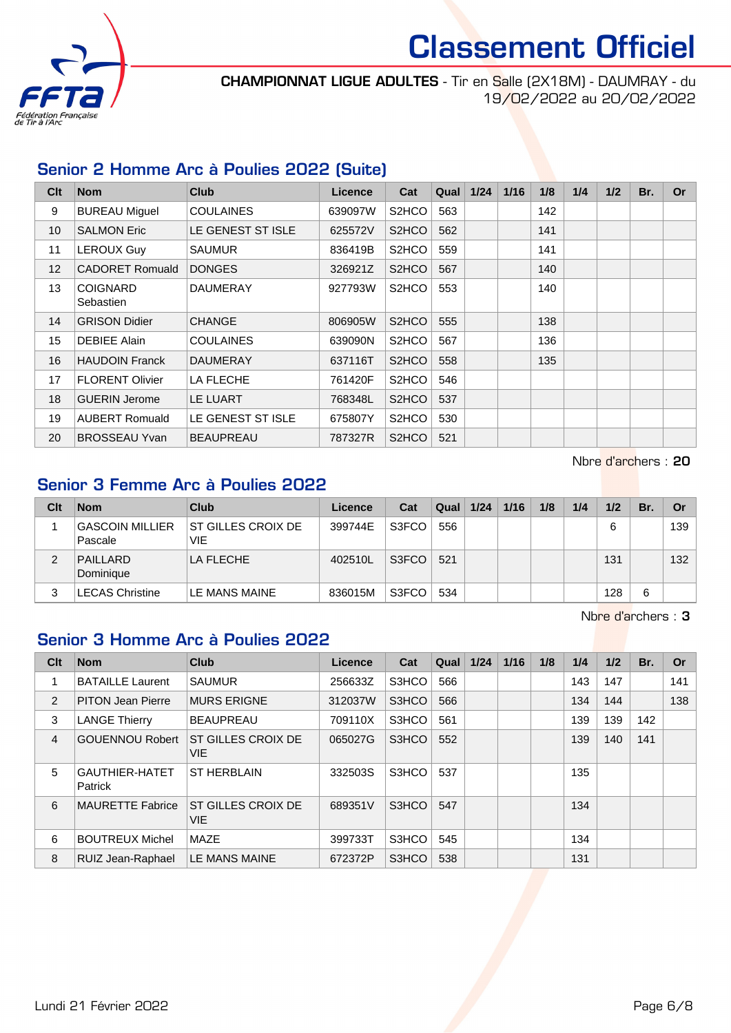# Classement Officiel

**CHAMPIONNAT LIGUE ADULTES** - Tir en Salle (2X18M) - DAUMRAY - du 19/02/2022 au 20/02/2022

## Senior 2 Homme Arc à Poulies 2022 (Suite)

| Clt | Nom | Club | Licence | Cat | Qual | 1/24 | 1/16 | 1/8 | 1/4 | 1/2 | Br. | Or |
|---|---|---|---|---|---|---|---|---|---|---|---|---|
| 9 | BUREAU Miguel | COULAINES | 639097W | S2HCO | 563 | | | 142 | | | | |
| 10 | SALMON Eric | LE GENEST ST ISLE | 625572V | S2HCO | 562 | | | 141 | | | | |
| 11 | LEROUX Guy | SAUMUR | 836419B | S2HCO | 559 | | | 141 | | | | |
| 12 | CADORET Romuald | DONGES | 326921Z | S2HCO | 567 | | | 140 | | | | |
| 13 | COIGNARD Sebastien | DAUMERAY | 927793W | S2HCO | 553 | | | 140 | | | | |
| 14 | GRISON Didier | CHANGE | 806905W | S2HCO | 555 | | | 138 | | | | |
| 15 | DEBIEE Alain | COULAINES | 639090N | S2HCO | 567 | | | 136 | | | | |
| 16 | HAUDOIN Franck | DAUMERAY | 637116T | S2HCO | 558 | | | 135 | | | | |
| 17 | FLORENT Olivier | LA FLECHE | 761420F | S2HCO | 546 | | | | | | | |
| 18 | GUERIN Jerome | LE LUART | 768348L | S2HCO | 537 | | | | | | | |
| 19 | AUBERT Romuald | LE GENEST ST ISLE | 675807Y | S2HCO | 530 | | | | | | | |
| 20 | BROSSEAU Yvan | BEAUPREAU | 787327R | S2HCO | 521 | | | | | | | |

Nbre d'archers : **20**

## Senior 3 Femme Arc à Poulies 2022

| Clt | Nom | Club | Licence | Cat | Qual | 1/24 | 1/16 | 1/8 | 1/4 | 1/2 | Br. | Or |
|---|---|---|---|---|---|---|---|---|---|---|---|---|
| 1 | GASCOIN MILLIER Pascale | ST GILLES CROIX DE VIE | 399744E | S3FCO | 556 | | | | | 6 | | 139 |
| 2 | PAILLARD Dominique | LA FLECHE | 402510L | S3FCO | 521 | | | | | 131 | | 132 |
| 3 | LECAS Christine | LE MANS MAINE | 836015M | S3FCO | 534 | | | | | 128 | 6 | |

Nbre d'archers : **3**

## Senior 3 Homme Arc à Poulies 2022

| Clt | Nom | Club | Licence | Cat | Qual | 1/24 | 1/16 | 1/8 | 1/4 | 1/2 | Br. | Or |
|---|---|---|---|---|---|---|---|---|---|---|---|---|
| 1 | BATAILLE Laurent | SAUMUR | 256633Z | S3HCO | 566 | | | | 143 | 147 | | 141 |
| 2 | PITON Jean Pierre | MURS ERIGNE | 312037W | S3HCO | 566 | | | | 134 | 144 | | 138 |
| 3 | LANGE Thierry | BEAUPREAU | 709110X | S3HCO | 561 | | | | 139 | 139 | 142 | |
| 4 | GOUENNOU Robert | ST GILLES CROIX DE VIE | 065027G | S3HCO | 552 | | | | 139 | 140 | 141 | |
| 5 | GAUTHIER-HATET Patrick | ST HERBLAIN | 332503S | S3HCO | 537 | | | | 135 | | | |
| 6 | MAURETTE Fabrice | ST GILLES CROIX DE VIE | 689351V | S3HCO | 547 | | | | 134 | | | |
| 6 | BOUTREUX Michel | MAZE | 399733T | S3HCO | 545 | | | | 134 | | | |
| 8 | RUIZ Jean-Raphael | LE MANS MAINE | 672372P | S3HCO | 538 | | | | 131 | | | |

Lundi 21 Février 2022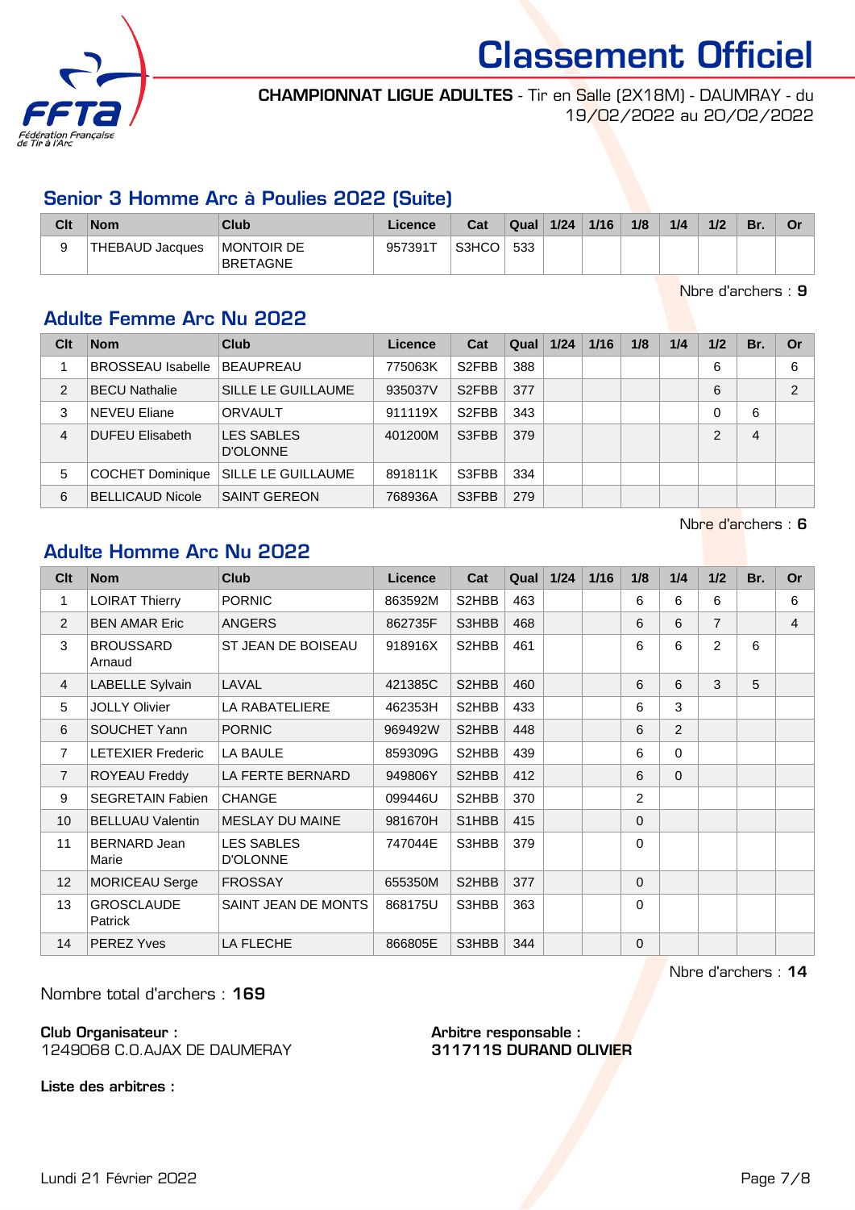# Classement Officiel

**CHAMPIONNAT LIGUE ADULTES** - Tir en Salle (2X18M) - DAUMRAY - du 19/02/2022 au 20/02/2022

## Senior 3 Homme Arc à Poulies 2022 (Suite)

| Clt | Nom | Club | Licence | Cat | Qual | 1/24 | 1/16 | 1/8 | 1/4 | 1/2 | Br. | Or |
|---|---|---|---|---|---|---|---|---|---|---|---|---|
| 9 | THEBAUD Jacques | MONTOIR DE BRETAGNE | 957391T | S3HCO | 533 | | | | | | | |

Nbre d'archers : **9**

## Adulte Femme Arc Nu 2022

| Clt | Nom | Club | Licence | Cat | Qual | 1/24 | 1/16 | 1/8 | 1/4 | 1/2 | Br. | Or |
|---|---|---|---|---|---|---|---|---|---|---|---|---|
| 1 | BROSSEAU Isabelle | BEAUPREAU | 775063K | S2FBB | 388 | | | | | 6 | | 6 |
| 2 | BECU Nathalie | SILLE LE GUILLAUME | 935037V | S2FBB | 377 | | | | | 6 | | 2 |
| 3 | NEVEU Eliane | ORVAULT | 911119X | S2FBB | 343 | | | | | 0 | 6 | |
| 4 | DUFEU Elisabeth | LES SABLES D'OLONNE | 401200M | S3FBB | 379 | | | | | 2 | 4 | |
| 5 | COCHET Dominique | SILLE LE GUILLAUME | 891811K | S3FBB | 334 | | | | | | | |
| 6 | BELLICAUD Nicole | SAINT GEREON | 768936A | S3FBB | 279 | | | | | | | |

Nbre d'archers : **6**

## Adulte Homme Arc Nu 2022

| Clt | Nom | Club | Licence | Cat | Qual | 1/24 | 1/16 | 1/8 | 1/4 | 1/2 | Br. | Or |
|---|---|---|---|---|---|---|---|---|---|---|---|---|
| 1 | LOIRAT Thierry | PORNIC | 863592M | S2HBB | 463 | | | 6 | 6 | 6 | | 6 |
| 2 | BEN AMAR Eric | ANGERS | 862735F | S3HBB | 468 | | | 6 | 6 | 7 | | 4 |
| 3 | BROUSSARD Arnaud | ST JEAN DE BOISEAU | 918916X | S2HBB | 461 | | | 6 | 6 | 2 | 6 | |
| 4 | LABELLE Sylvain | LAVAL | 421385C | S2HBB | 460 | | | 6 | 6 | 3 | 5 | |
| 5 | JOLLY Olivier | LA RABATELIERE | 462353H | S2HBB | 433 | | | 6 | 3 | | | |
| 6 | SOUCHET Yann | PORNIC | 969492W | S2HBB | 448 | | | 6 | 2 | | | |
| 7 | LETEXIER Frederic | LA BAULE | 859309G | S2HBB | 439 | | | 6 | 0 | | | |
| 7 | ROYEAU Freddy | LA FERTE BERNARD | 949806Y | S2HBB | 412 | | | 6 | 0 | | | |
| 9 | SEGRETAIN Fabien | CHANGE | 099446U | S2HBB | 370 | | | 2 | | | | |
| 10 | BELLUAU Valentin | MESLAY DU MAINE | 981670H | S1HBB | 415 | | | 0 | | | | |
| 11 | BERNARD Jean Marie | LES SABLES D'OLONNE | 747044E | S3HBB | 379 | | | 0 | | | | |
| 12 | MORICEAU Serge | FROSSAY | 655350M | S2HBB | 377 | | | 0 | | | | |
| 13 | GROSCLAUDE Patrick | SAINT JEAN DE MONTS | 868175U | S3HBB | 363 | | | 0 | | | | |
| 14 | PEREZ Yves | LA FLECHE | 866805E | S3HBB | 344 | | | 0 | | | | |

Nbre d'archers : **14**

Nombre total d'archers : **169**

**Club Organisateur :**
1249068 C.O.AJAX DE DAUMERAY

**Arbitre responsable :**
**311711S DURAND OLIVIER**

**Liste des arbitres :**

Lundi 21 Février 2022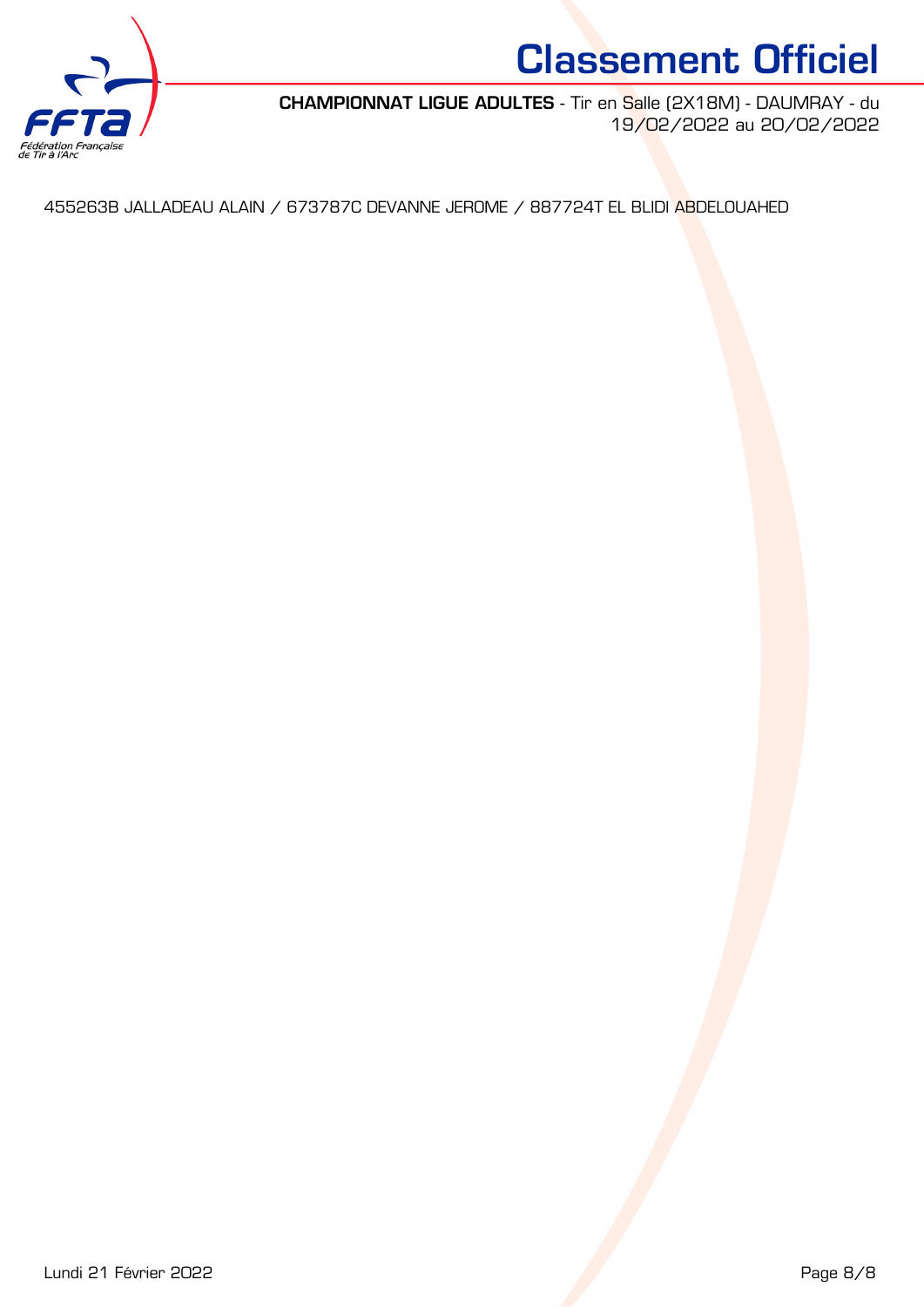455263B JALLADEAU ALAIN / 673787C DEVANNE JEROME / 887724T EL BLIDI ABDELOUAHED